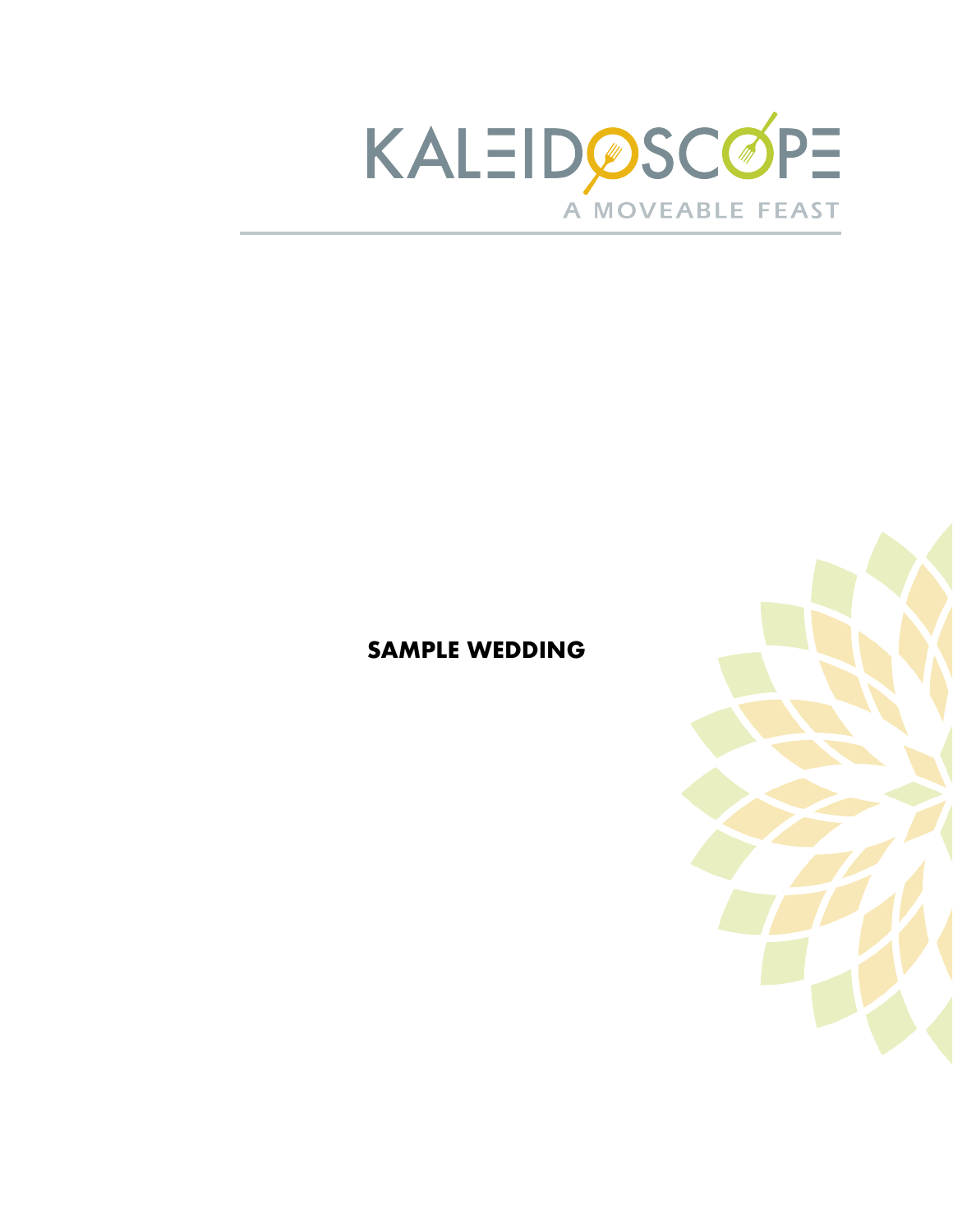# KALEIDOSCOPE

A MOVEABLE FEAST

## SAMPLE WEDDING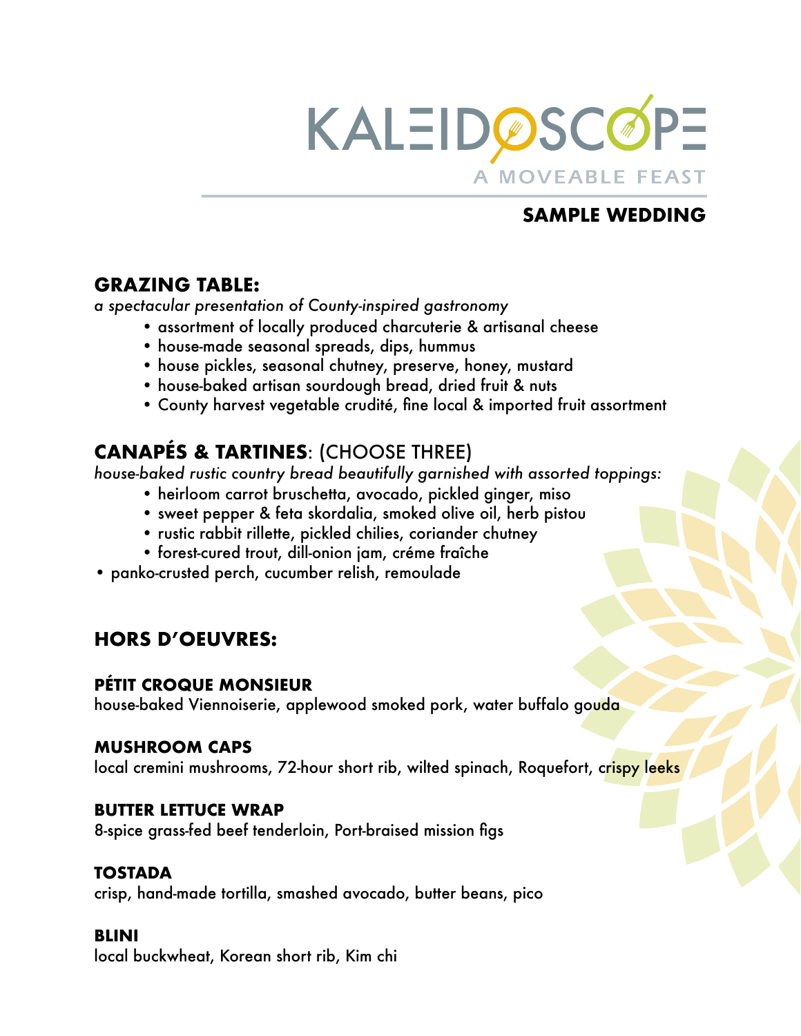# KALEIDOSCOPE

A MOVEABLE FEAST

**SAMPLE WEDDING**

## GRAZING TABLE:

*a spectacular presentation of County-inspired gastronomy*

- assortment of locally produced charcuterie & artisanal cheese
- house-made seasonal spreads, dips, hummus
- house pickles, seasonal chutney, preserve, honey, mustard
- house-baked artisan sourdough bread, dried fruit & nuts
- County harvest vegetable crudité, fine local & imported fruit assortment

## CANAPÉS & TARTINES: (CHOOSE THREE)

*house-baked rustic country bread beautifully garnished with assorted toppings:*

- heirloom carrot bruschetta, avocado, pickled ginger, miso
- sweet pepper & feta skordalia, smoked olive oil, herb pistou
- rustic rabbit rillette, pickled chilies, coriander chutney
- forest-cured trout, dill-onion jam, créme fraîche
- panko-crusted perch, cucumber relish, remoulade

## HORS D'OEUVRES:

**PÉTIT CROQUE MONSIEUR**
house-baked Viennoiserie, applewood smoked pork, water buffalo gouda

**MUSHROOM CAPS**
local cremini mushrooms, 72-hour short rib, wilted spinach, Roquefort, crispy leeks

**BUTTER LETTUCE WRAP**
8-spice grass-fed beef tenderloin, Port-braised mission figs

**TOSTADA**
crisp, hand-made tortilla, smashed avocado, butter beans, pico

**BLINI**
local buckwheat, Korean short rib, Kim chi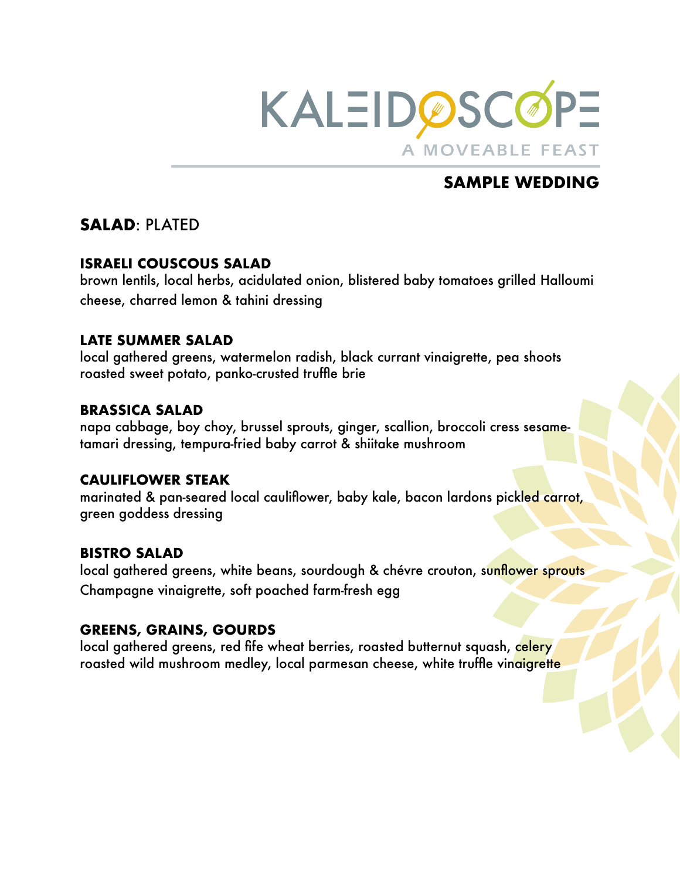# KALEIDOSCOPE

A MOVEABLE FEAST

## SAMPLE WEDDING

## SALAD: PLATED

### ISRAELI COUSCOUS SALAD
brown lentils, local herbs, acidulated onion, blistered baby tomatoes grilled Halloumi cheese, charred lemon & tahini dressing

### LATE SUMMER SALAD
local gathered greens, watermelon radish, black currant vinaigrette, pea shoots roasted sweet potato, panko-crusted truffle brie

### BRASSICA SALAD
napa cabbage, boy choy, brussel sprouts, ginger, scallion, broccoli cress sesame-tamari dressing, tempura-fried baby carrot & shiitake mushroom

### CAULIFLOWER STEAK
marinated & pan-seared local cauliflower, baby kale, bacon lardons pickled carrot, green goddess dressing

### BISTRO SALAD
local gathered greens, white beans, sourdough & chévre crouton, sunflower sprouts Champagne vinaigrette, soft poached farm-fresh egg

### GREENS, GRAINS, GOURDS
local gathered greens, red fife wheat berries, roasted butternut squash, celery roasted wild mushroom medley, local parmesan cheese, white truffle vinaigrette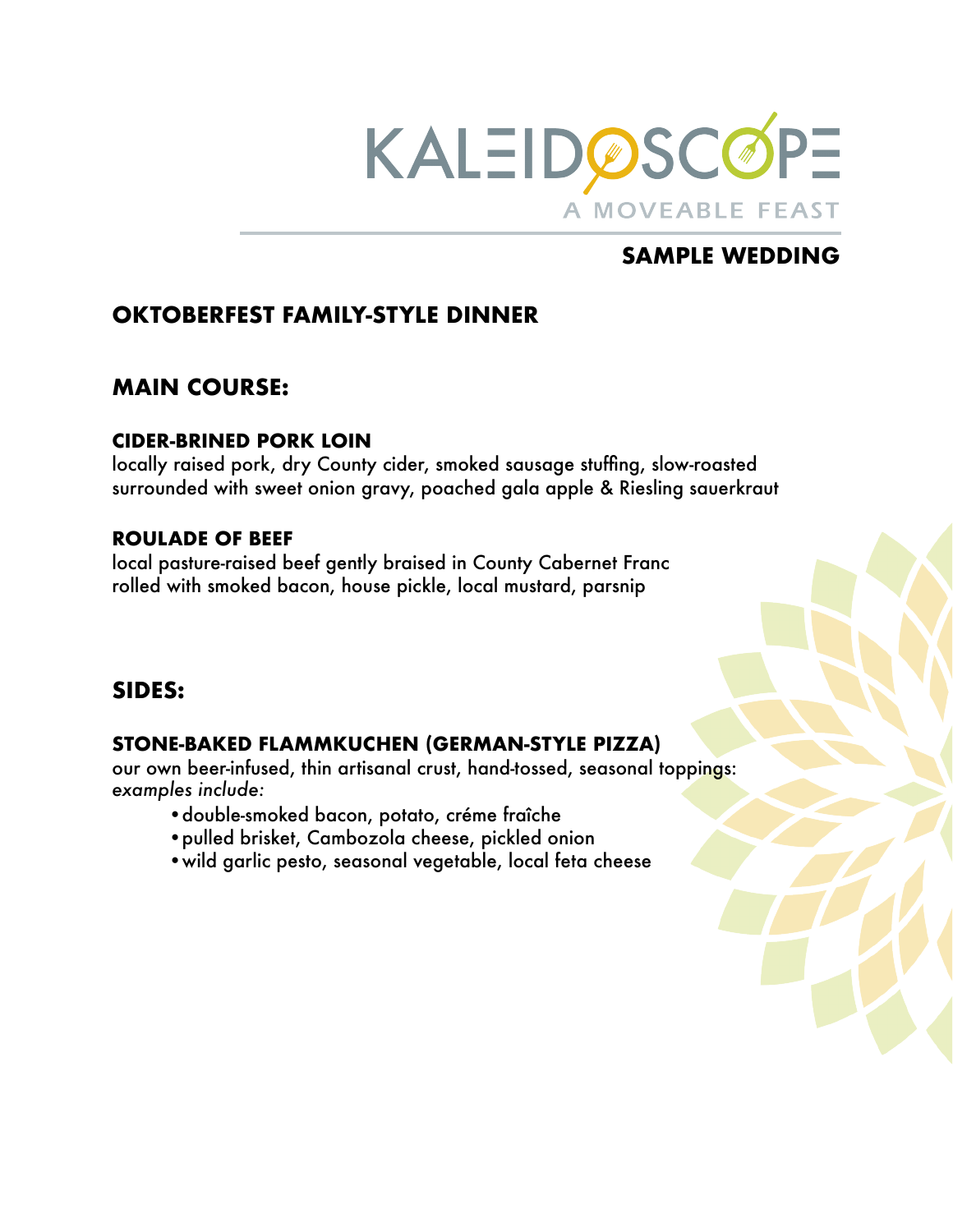# KALEIDOSCOPE

A MOVEABLE FEAST

## SAMPLE WEDDING

## OKTOBERFEST FAMILY-STYLE DINNER

## MAIN COURSE:

### CIDER-BRINED PORK LOIN

locally raised pork, dry County cider, smoked sausage stuffing, slow-roasted surrounded with sweet onion gravy, poached gala apple & Riesling sauerkraut

### ROULADE OF BEEF

local pasture-raised beef gently braised in County Cabernet Franc rolled with smoked bacon, house pickle, local mustard, parsnip

## SIDES:

### STONE-BAKED FLAMMKUCHEN (GERMAN-STYLE PIZZA)

our own beer-infused, thin artisanal crust, hand-tossed, seasonal toppings: *examples include:*

- double-smoked bacon, potato, créme fraîche
- pulled brisket, Cambozola cheese, pickled onion
- wild garlic pesto, seasonal vegetable, local feta cheese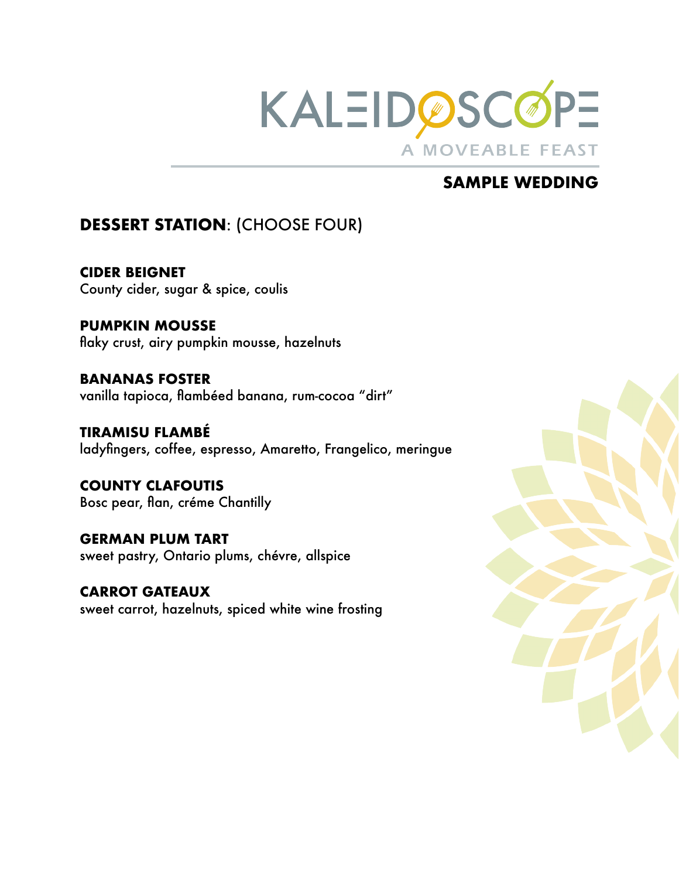# KALEIDOSCOPE

A MOVEABLE FEAST

## SAMPLE WEDDING

## DESSERT STATION: (CHOOSE FOUR)

**CIDER BEIGNET**
County cider, sugar & spice, coulis

**PUMPKIN MOUSSE**
flaky crust, airy pumpkin mousse, hazelnuts

**BANANAS FOSTER**
vanilla tapioca, flambéed banana, rum-cocoa "dirt"

**TIRAMISU FLAMBÉ**
ladyfingers, coffee, espresso, Amaretto, Frangelico, meringue

**COUNTY CLAFOUTIS**
Bosc pear, flan, créme Chantilly

**GERMAN PLUM TART**
sweet pastry, Ontario plums, chévre, allspice

**CARROT GATEAUX**
sweet carrot, hazelnuts, spiced white wine frosting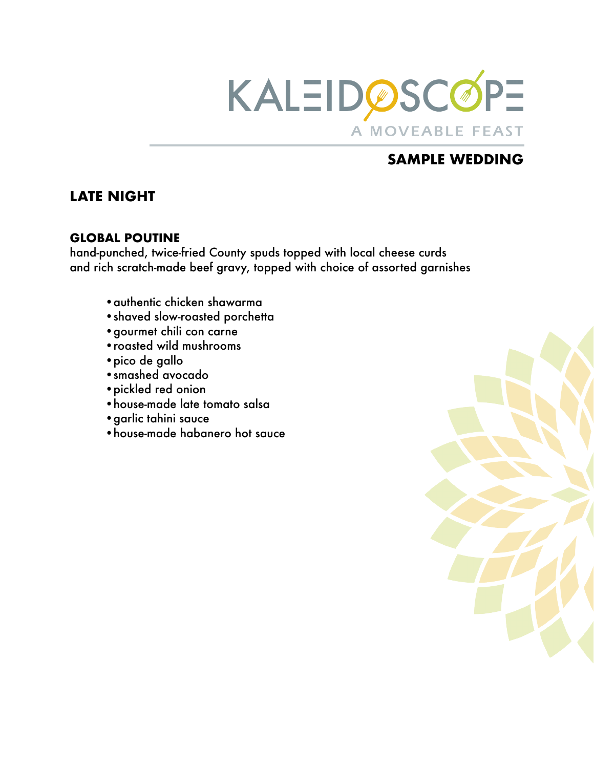KALEIDOSCOPE

A MOVEABLE FEAST

## SAMPLE WEDDING

## LATE NIGHT

### GLOBAL POUTINE

hand-punched, twice-fried County spuds topped with local cheese curds and rich scratch-made beef gravy, topped with choice of assorted garnishes

- authentic chicken shawarma
- shaved slow-roasted porchetta
- gourmet chili con carne
- roasted wild mushrooms
- pico de gallo
- smashed avocado
- pickled red onion
- house-made late tomato salsa
- garlic tahini sauce
- house-made habanero hot sauce